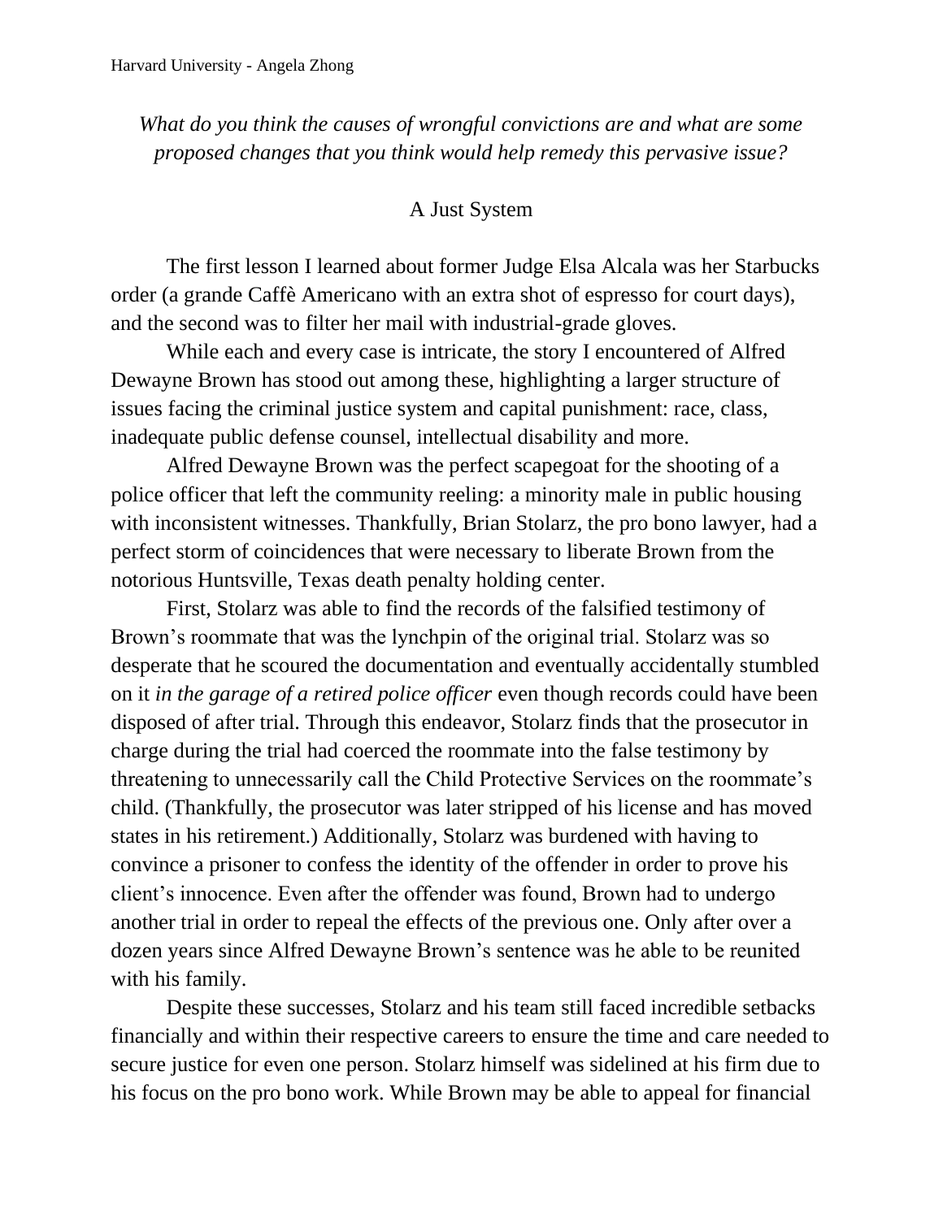Harvard University - Angela Zhong

*What do you think the causes of wrongful convictions are and what are some proposed changes that you think would help remedy this pervasive issue?*

## A Just System

The first lesson I learned about former Judge Elsa Alcala was her Starbucks order (a grande Caffè Americano with an extra shot of espresso for court days), and the second was to filter her mail with industrial-grade gloves.

While each and every case is intricate, the story I encountered of Alfred Dewayne Brown has stood out among these, highlighting a larger structure of issues facing the criminal justice system and capital punishment: race, class, inadequate public defense counsel, intellectual disability and more.

Alfred Dewayne Brown was the perfect scapegoat for the shooting of a police officer that left the community reeling: a minority male in public housing with inconsistent witnesses. Thankfully, Brian Stolarz, the pro bono lawyer, had a perfect storm of coincidences that were necessary to liberate Brown from the notorious Huntsville, Texas death penalty holding center.

First, Stolarz was able to find the records of the falsified testimony of Brown's roommate that was the lynchpin of the original trial. Stolarz was so desperate that he scoured the documentation and eventually accidentally stumbled on it *in the garage of a retired police officer* even though records could have been disposed of after trial. Through this endeavor, Stolarz finds that the prosecutor in charge during the trial had coerced the roommate into the false testimony by threatening to unnecessarily call the Child Protective Services on the roommate's child. (Thankfully, the prosecutor was later stripped of his license and has moved states in his retirement.) Additionally, Stolarz was burdened with having to convince a prisoner to confess the identity of the offender in order to prove his client's innocence. Even after the offender was found, Brown had to undergo another trial in order to repeal the effects of the previous one. Only after over a dozen years since Alfred Dewayne Brown's sentence was he able to be reunited with his family.

Despite these successes, Stolarz and his team still faced incredible setbacks financially and within their respective careers to ensure the time and care needed to secure justice for even one person. Stolarz himself was sidelined at his firm due to his focus on the pro bono work. While Brown may be able to appeal for financial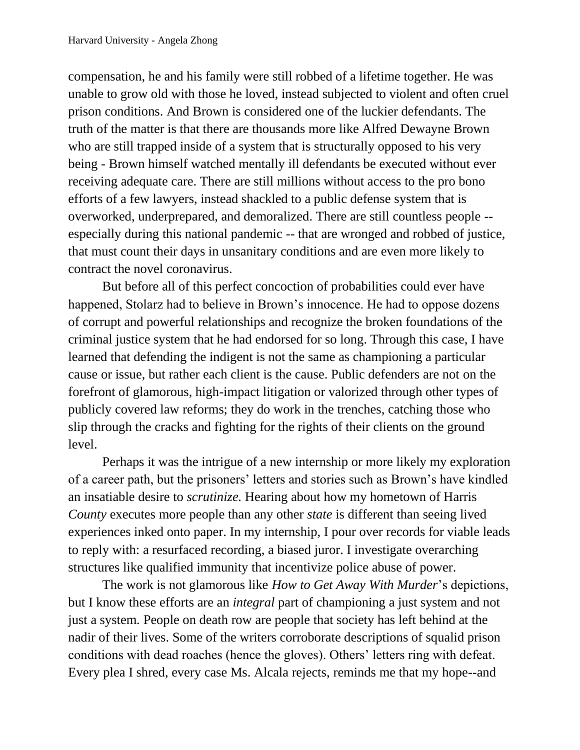compensation, he and his family were still robbed of a lifetime together. He was unable to grow old with those he loved, instead subjected to violent and often cruel prison conditions. And Brown is considered one of the luckier defendants. The truth of the matter is that there are thousands more like Alfred Dewayne Brown who are still trapped inside of a system that is structurally opposed to his very being - Brown himself watched mentally ill defendants be executed without ever receiving adequate care. There are still millions without access to the pro bono efforts of a few lawyers, instead shackled to a public defense system that is overworked, underprepared, and demoralized. There are still countless people -- especially during this national pandemic -- that are wronged and robbed of justice, that must count their days in unsanitary conditions and are even more likely to contract the novel coronavirus.

But before all of this perfect concoction of probabilities could ever have happened, Stolarz had to believe in Brown's innocence. He had to oppose dozens of corrupt and powerful relationships and recognize the broken foundations of the criminal justice system that he had endorsed for so long. Through this case, I have learned that defending the indigent is not the same as championing a particular cause or issue, but rather each client is the cause. Public defenders are not on the forefront of glamorous, high-impact litigation or valorized through other types of publicly covered law reforms; they do work in the trenches, catching those who slip through the cracks and fighting for the rights of their clients on the ground level.

Perhaps it was the intrigue of a new internship or more likely my exploration of a career path, but the prisoners' letters and stories such as Brown's have kindled an insatiable desire to *scrutinize.* Hearing about how my hometown of Harris *County* executes more people than any other *state* is different than seeing lived experiences inked onto paper. In my internship, I pour over records for viable leads to reply with: a resurfaced recording, a biased juror. I investigate overarching structures like qualified immunity that incentivize police abuse of power.

The work is not glamorous like *How to Get Away With Murder*'s depictions, but I know these efforts are an *integral* part of championing a just system and not just a system. People on death row are people that society has left behind at the nadir of their lives. Some of the writers corroborate descriptions of squalid prison conditions with dead roaches (hence the gloves). Others' letters ring with defeat. Every plea I shred, every case Ms. Alcala rejects, reminds me that my hope--and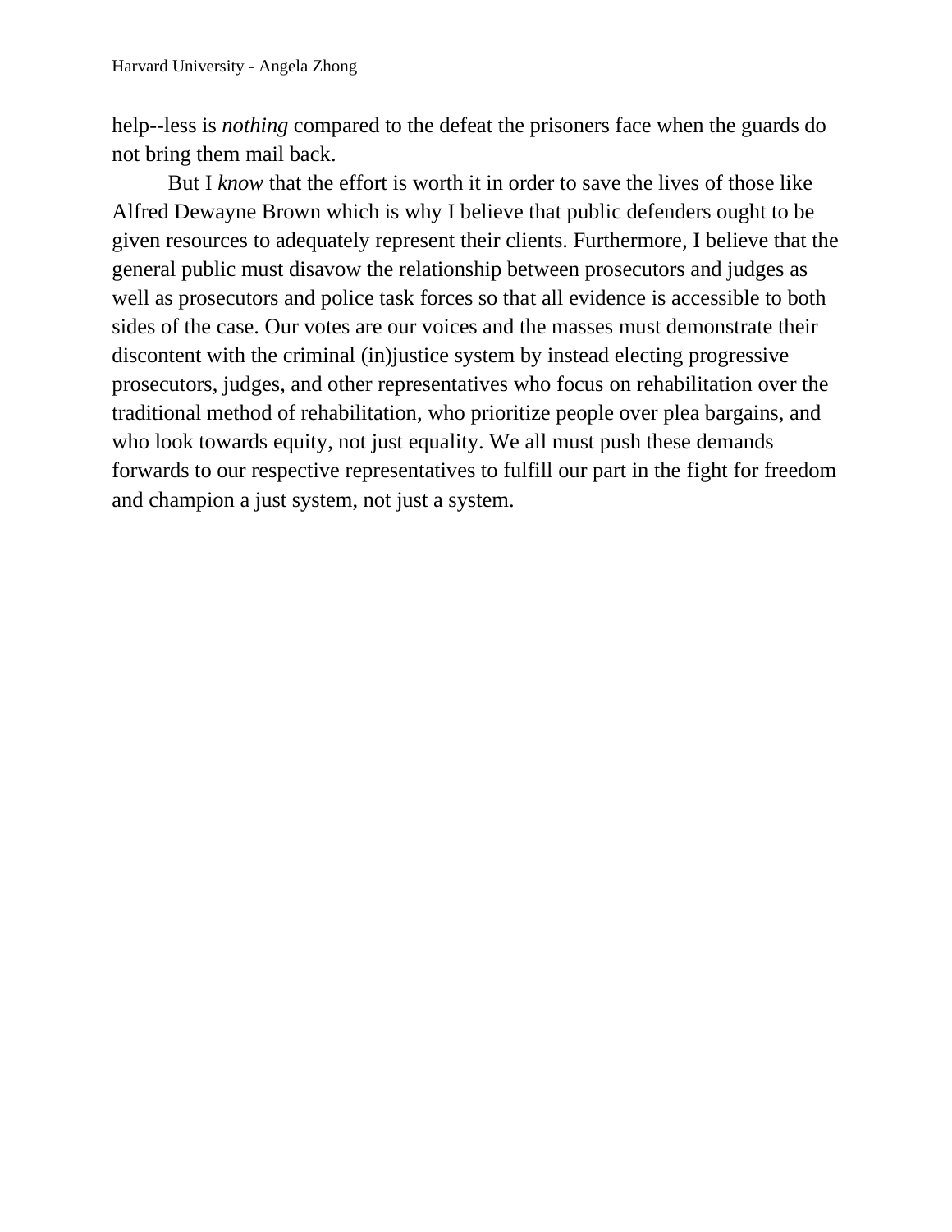help--less is *nothing* compared to the defeat the prisoners face when the guards do not bring them mail back.

But I *know* that the effort is worth it in order to save the lives of those like Alfred Dewayne Brown which is why I believe that public defenders ought to be given resources to adequately represent their clients. Furthermore, I believe that the general public must disavow the relationship between prosecutors and judges as well as prosecutors and police task forces so that all evidence is accessible to both sides of the case. Our votes are our voices and the masses must demonstrate their discontent with the criminal (in)justice system by instead electing progressive prosecutors, judges, and other representatives who focus on rehabilitation over the traditional method of rehabilitation, who prioritize people over plea bargains, and who look towards equity, not just equality. We all must push these demands forwards to our respective representatives to fulfill our part in the fight for freedom and champion a just system, not just a system.